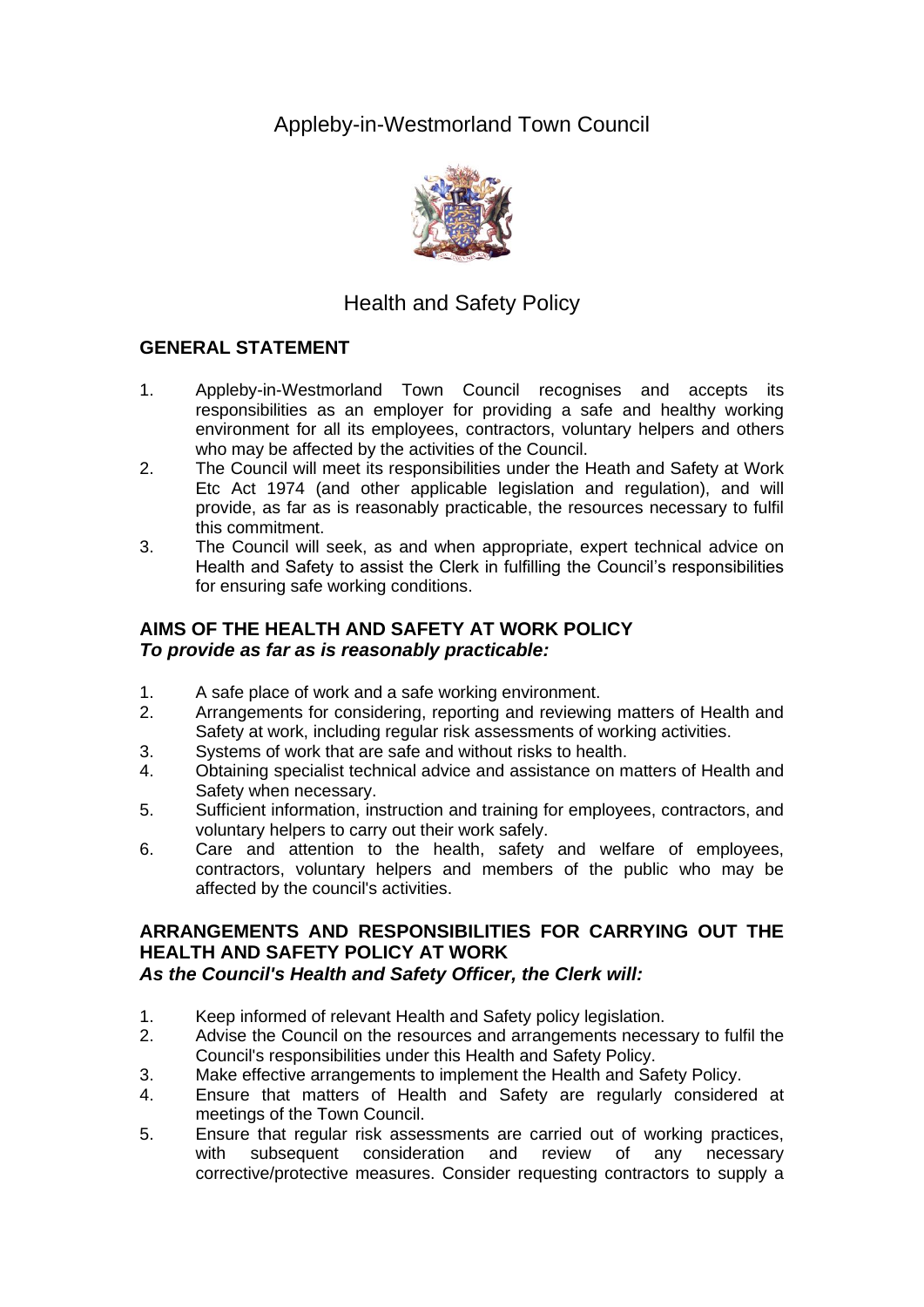# Appleby-in-Westmorland Town Council

## Health and Safety Policy

### GENERAL STATEMENT

1. Appleby-in-Westmorland Town Council recognises and accepts its responsibilities as an employer for providing a safe and healthy working environment for all its employees, contractors, voluntary helpers and others who may be affected by the activities of the Council.
2. The Council will meet its responsibilities under the Heath and Safety at Work Etc Act 1974 (and other applicable legislation and regulation), and will provide, as far as is reasonably practicable, the resources necessary to fulfil this commitment.
3. The Council will seek, as and when appropriate, expert technical advice on Health and Safety to assist the Clerk in fulfilling the Council's responsibilities for ensuring safe working conditions.

### AIMS OF THE HEALTH AND SAFETY AT WORK POLICY

***To provide as far as is reasonably practicable:***

1. A safe place of work and a safe working environment.
2. Arrangements for considering, reporting and reviewing matters of Health and Safety at work, including regular risk assessments of working activities.
3. Systems of work that are safe and without risks to health.
4. Obtaining specialist technical advice and assistance on matters of Health and Safety when necessary.
5. Sufficient information, instruction and training for employees, contractors, and voluntary helpers to carry out their work safely.
6. Care and attention to the health, safety and welfare of employees, contractors, voluntary helpers and members of the public who may be affected by the council's activities.

### ARRANGEMENTS AND RESPONSIBILITIES FOR CARRYING OUT THE HEALTH AND SAFETY POLICY AT WORK

***As the Council's Health and Safety Officer, the Clerk will:***

1. Keep informed of relevant Health and Safety policy legislation.
2. Advise the Council on the resources and arrangements necessary to fulfil the Council's responsibilities under this Health and Safety Policy.
3. Make effective arrangements to implement the Health and Safety Policy.
4. Ensure that matters of Health and Safety are regularly considered at meetings of the Town Council.
5. Ensure that regular risk assessments are carried out of working practices, with subsequent consideration and review of any necessary corrective/protective measures. Consider requesting contractors to supply a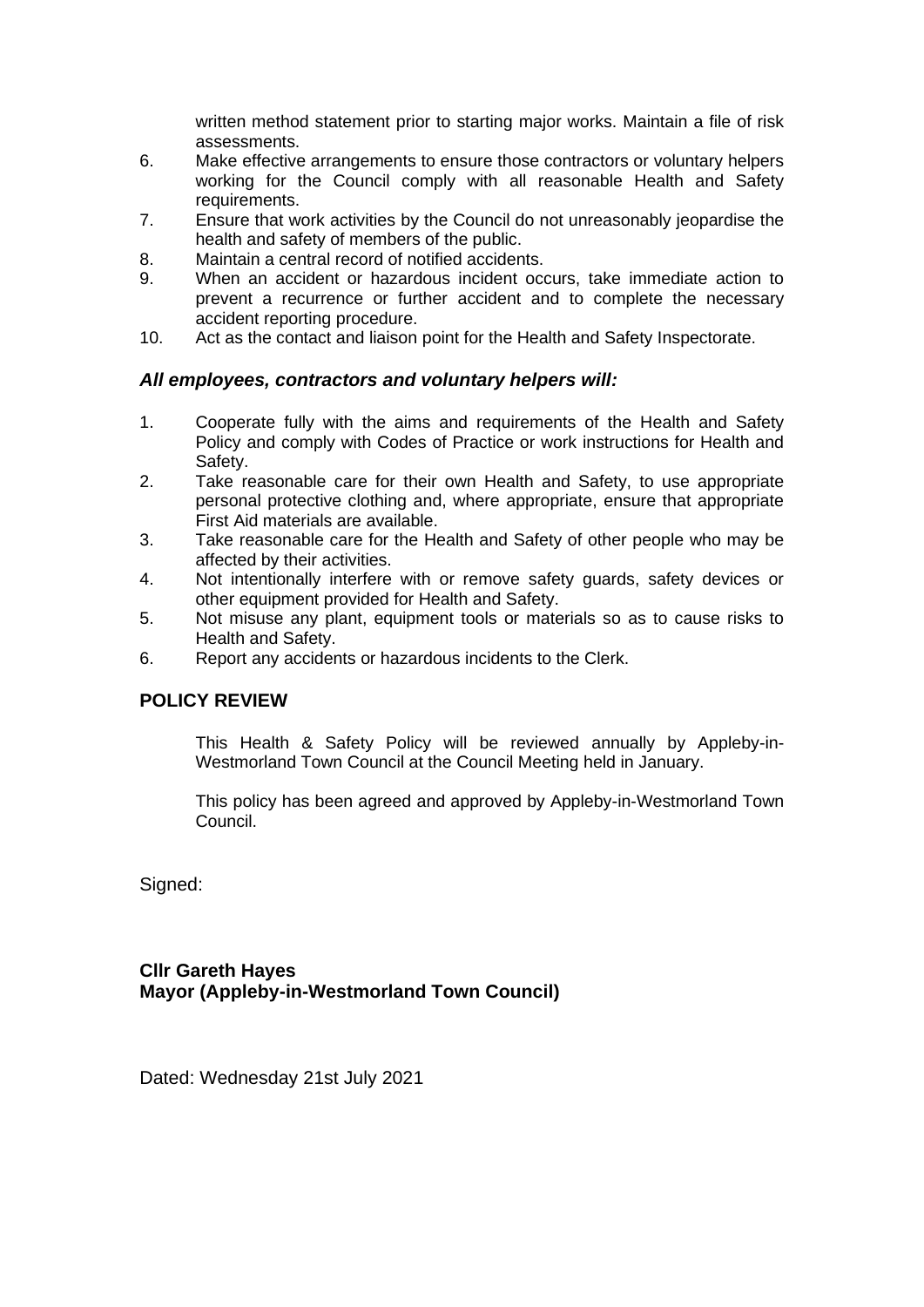written method statement prior to starting major works. Maintain a file of risk assessments.

6. Make effective arrangements to ensure those contractors or voluntary helpers working for the Council comply with all reasonable Health and Safety requirements.
7. Ensure that work activities by the Council do not unreasonably jeopardise the health and safety of members of the public.
8. Maintain a central record of notified accidents.
9. When an accident or hazardous incident occurs, take immediate action to prevent a recurrence or further accident and to complete the necessary accident reporting procedure.
10. Act as the contact and liaison point for the Health and Safety Inspectorate.

***All employees, contractors and voluntary helpers will:***

1. Cooperate fully with the aims and requirements of the Health and Safety Policy and comply with Codes of Practice or work instructions for Health and Safety.
2. Take reasonable care for their own Health and Safety, to use appropriate personal protective clothing and, where appropriate, ensure that appropriate First Aid materials are available.
3. Take reasonable care for the Health and Safety of other people who may be affected by their activities.
4. Not intentionally interfere with or remove safety guards, safety devices or other equipment provided for Health and Safety.
5. Not misuse any plant, equipment tools or materials so as to cause risks to Health and Safety.
6. Report any accidents or hazardous incidents to the Clerk.

## POLICY REVIEW

This Health & Safety Policy will be reviewed annually by Appleby-in-Westmorland Town Council at the Council Meeting held in January.

This policy has been agreed and approved by Appleby-in-Westmorland Town Council.

Signed:

**Cllr Gareth Hayes**
**Mayor (Appleby-in-Westmorland Town Council)**

Dated: Wednesday 21st July 2021